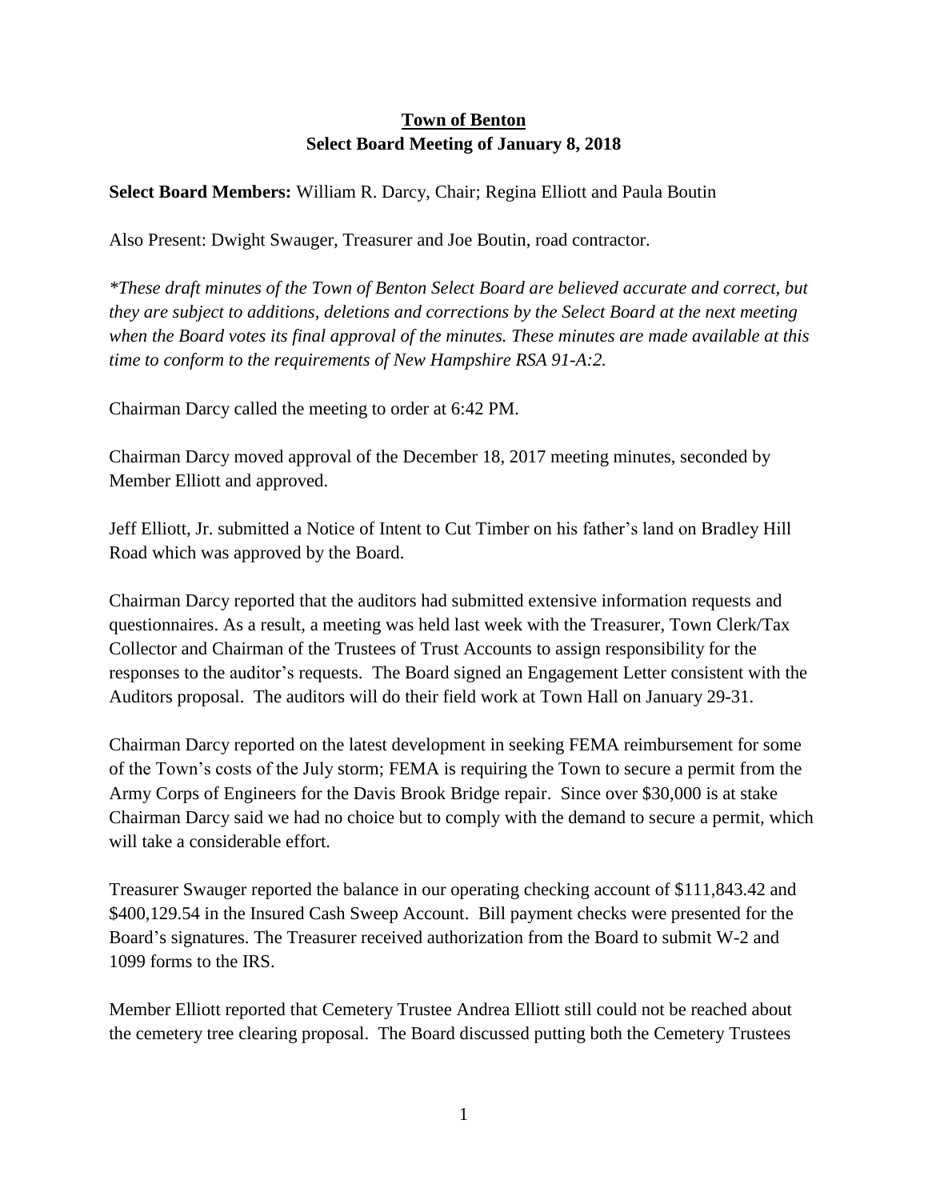**Town of Benton**
**Select Board Meeting of January 8, 2018**

**Select Board Members:** William R. Darcy, Chair; Regina Elliott and Paula Boutin

Also Present: Dwight Swauger, Treasurer and Joe Boutin, road contractor.

*\*These draft minutes of the Town of Benton Select Board are believed accurate and correct, but they are subject to additions, deletions and corrections by the Select Board at the next meeting when the Board votes its final approval of the minutes. These minutes are made available at this time to conform to the requirements of New Hampshire RSA 91-A:2.*

Chairman Darcy called the meeting to order at 6:42 PM.

Chairman Darcy moved approval of the December 18, 2017 meeting minutes, seconded by Member Elliott and approved.

Jeff Elliott, Jr. submitted a Notice of Intent to Cut Timber on his father's land on Bradley Hill Road which was approved by the Board.

Chairman Darcy reported that the auditors had submitted extensive information requests and questionnaires. As a result, a meeting was held last week with the Treasurer, Town Clerk/Tax Collector and Chairman of the Trustees of Trust Accounts to assign responsibility for the responses to the auditor's requests. The Board signed an Engagement Letter consistent with the Auditors proposal. The auditors will do their field work at Town Hall on January 29-31.

Chairman Darcy reported on the latest development in seeking FEMA reimbursement for some of the Town's costs of the July storm; FEMA is requiring the Town to secure a permit from the Army Corps of Engineers for the Davis Brook Bridge repair. Since over $30,000 is at stake Chairman Darcy said we had no choice but to comply with the demand to secure a permit, which will take a considerable effort.

Treasurer Swauger reported the balance in our operating checking account of $111,843.42 and $400,129.54 in the Insured Cash Sweep Account. Bill payment checks were presented for the Board's signatures. The Treasurer received authorization from the Board to submit W-2 and 1099 forms to the IRS.

Member Elliott reported that Cemetery Trustee Andrea Elliott still could not be reached about the cemetery tree clearing proposal. The Board discussed putting both the Cemetery Trustees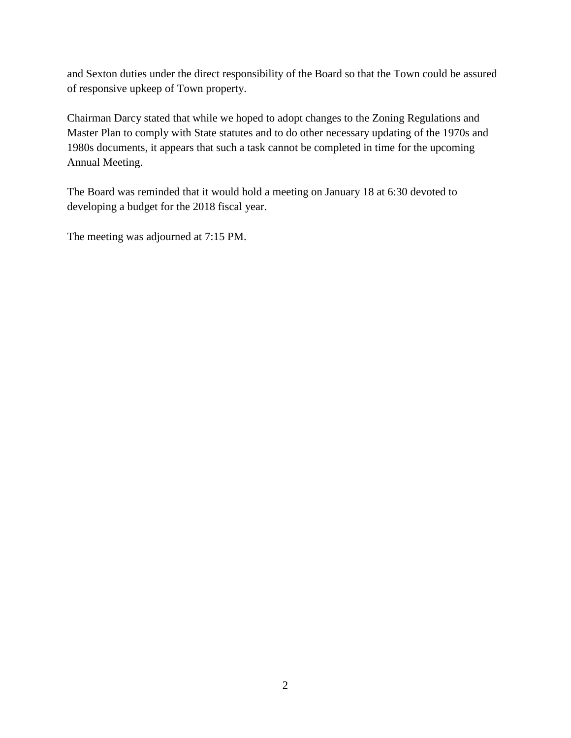and Sexton duties under the direct responsibility of the Board so that the Town could be assured of responsive upkeep of Town property.

Chairman Darcy stated that while we hoped to adopt changes to the Zoning Regulations and Master Plan to comply with State statutes and to do other necessary updating of the 1970s and 1980s documents, it appears that such a task cannot be completed in time for the upcoming Annual Meeting.

The Board was reminded that it would hold a meeting on January 18 at 6:30 devoted to developing a budget for the 2018 fiscal year.

The meeting was adjourned at 7:15 PM.